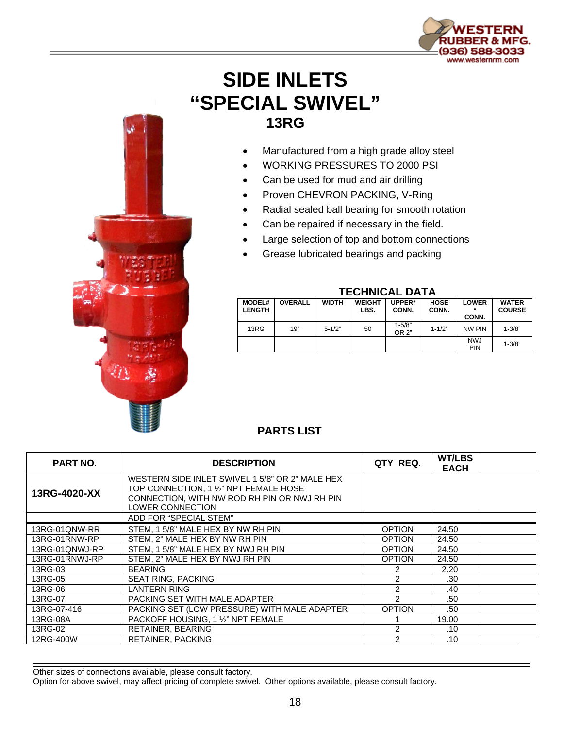# SIDE INLETS
# "SPECIAL SWIVEL"
## 13RG

- Manufactured from a high grade alloy steel
- WORKING PRESSURES TO 2000 PSI
- Can be used for mud and air drilling
- Proven CHEVRON PACKING, V-Ring
- Radial sealed ball bearing for smooth rotation
- Can be repaired if necessary in the field.
- Large selection of top and bottom connections
- Grease lubricated bearings and packing

### TECHNICAL DATA

| MODEL# LENGTH | OVERALL | WIDTH | WEIGHT LBS. | UPPER* CONN. | HOSE CONN. | LOWER * CONN. | WATER COURSE |
|---|---|---|---|---|---|---|---|
| 13RG | 19" | 5-1/2" | 50 | 1-5/8" OR 2" | 1-1/2" | NW PIN | 1-3/8" |
| | | | | | | NWJ PIN | 1-3/8" |

### PARTS LIST

| PART NO. | DESCRIPTION | QTY REQ. | WT/LBS EACH | |
|---|---|---|---|---|
| **13RG-4020-XX** | WESTERN SIDE INLET SWIVEL 1 5/8" OR 2" MALE HEX TOP CONNECTION, 1 ½" NPT FEMALE HOSE CONNECTION, WITH NW ROD RH PIN OR NWJ RH PIN LOWER CONNECTION | | | |
| | ADD FOR "SPECIAL STEM" | | | |
| 13RG-01QNW-RR | STEM, 1 5/8" MALE HEX BY NW RH PIN | OPTION | 24.50 | |
| 13RG-01RNW-RP | STEM, 2" MALE HEX BY NW RH PIN | OPTION | 24.50 | |
| 13RG-01QNWJ-RP | STEM, 1 5/8" MALE HEX BY NWJ RH PIN | OPTION | 24.50 | |
| 13RG-01RNWJ-RP | STEM, 2" MALE HEX BY NWJ RH PIN | OPTION | 24.50 | |
| 13RG-03 | BEARING | 2 | 2.20 | |
| 13RG-05 | SEAT RING, PACKING | 2 | .30 | |
| 13RG-06 | LANTERN RING | 2 | .40 | |
| 13RG-07 | PACKING SET WITH MALE ADAPTER | 2 | .50 | |
| 13RG-07-416 | PACKING SET (LOW PRESSURE) WITH MALE ADAPTER | OPTION | .50 | |
| 13RG-08A | PACKOFF HOUSING, 1 ½" NPT FEMALE | 1 | 19.00 | |
| 13RG-02 | RETAINER, BEARING | 2 | .10 | |
| 12RG-400W | RETAINER, PACKING | 2 | .10 | |

Other sizes of connections available, please consult factory.
Option for above swivel, may affect pricing of complete swivel. Other options available, please consult factory.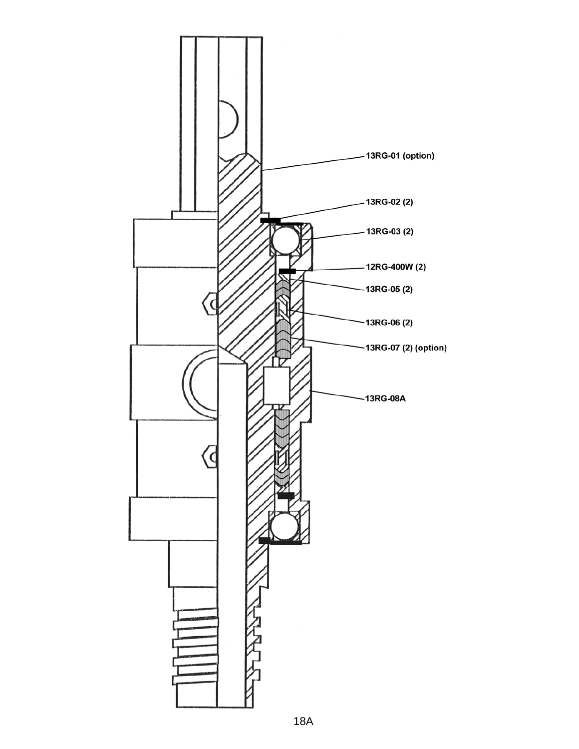13RG-01 (option)

13RG-02 (2)

13RG-03 (2)

12RG-400W (2)

13RG-05 (2)

13RG-06 (2)

13RG-07 (2) (option)

13RG-08A

18A